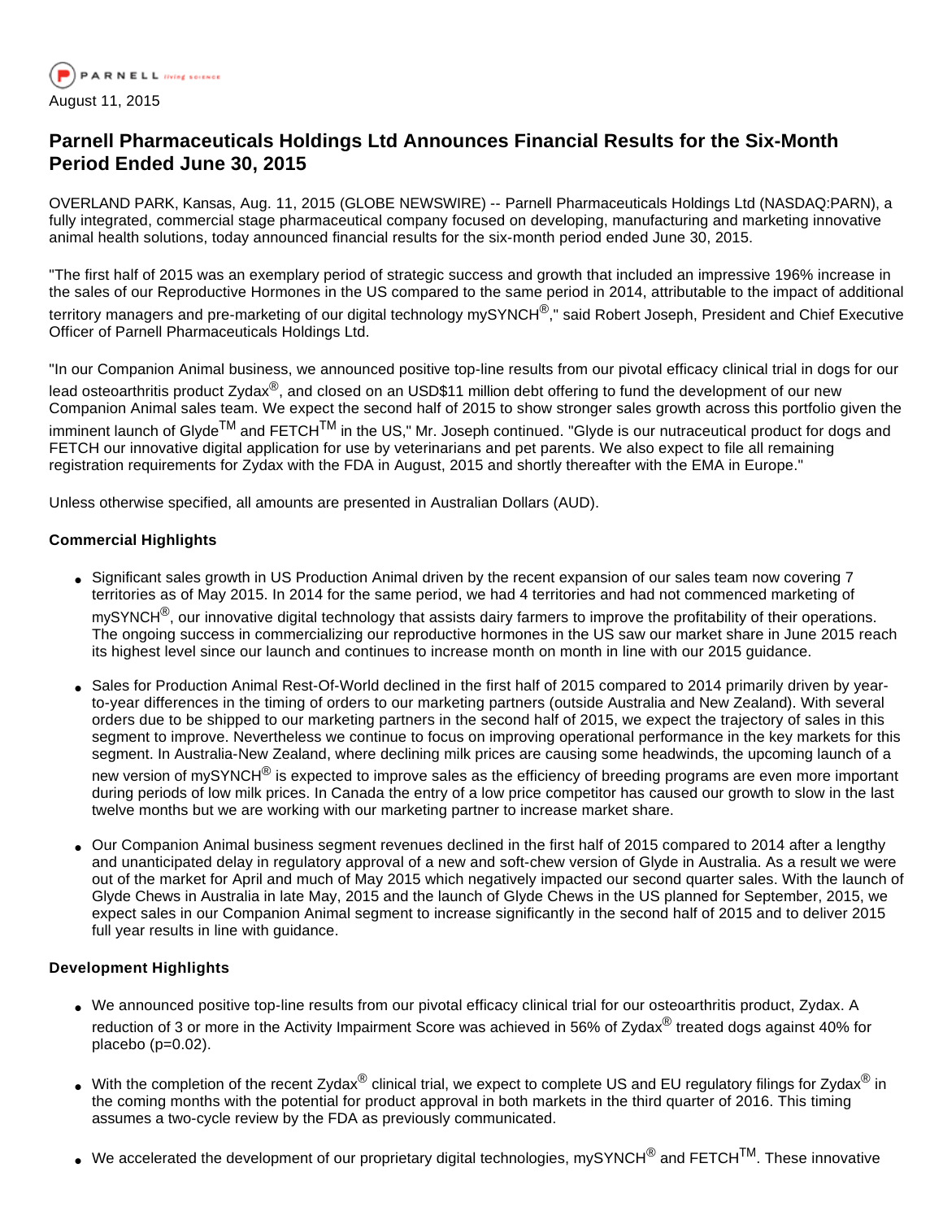August 11, 2015

# Parnell Pharmaceuticals Holdings Ltd Announces Financial Results for the Six-Month Period Ended June 30, 2015

OVERLAND PARK, Kansas, Aug. 11, 2015 (GLOBE NEWSWIRE) -- Parnell Pharmaceuticals Holdings Ltd (NASDAQ:PARN), a fully integrated, commercial stage pharmaceutical company focused on developing, manufacturing and marketing innovative animal health solutions, today announced financial results for the six-month period ended June 30, 2015.

"The first half of 2015 was an exemplary period of strategic success and growth that included an impressive 196% increase in the sales of our Reproductive Hormones in the US compared to the same period in 2014, attributable to the impact of additional territory managers and pre-marketing of our digital technology mySYNCH®," said Robert Joseph, President and Chief Executive Officer of Parnell Pharmaceuticals Holdings Ltd.

"In our Companion Animal business, we announced positive top-line results from our pivotal efficacy clinical trial in dogs for our lead osteoarthritis product Zydax®, and closed on an USD$11 million debt offering to fund the development of our new Companion Animal sales team. We expect the second half of 2015 to show stronger sales growth across this portfolio given the imminent launch of Glyde™ and FETCH™ in the US," Mr. Joseph continued. "Glyde is our nutraceutical product for dogs and FETCH our innovative digital application for use by veterinarians and pet parents. We also expect to file all remaining registration requirements for Zydax with the FDA in August, 2015 and shortly thereafter with the EMA in Europe."

Unless otherwise specified, all amounts are presented in Australian Dollars (AUD).

### Commercial Highlights

- Significant sales growth in US Production Animal driven by the recent expansion of our sales team now covering 7 territories as of May 2015. In 2014 for the same period, we had 4 territories and had not commenced marketing of mySYNCH®, our innovative digital technology that assists dairy farmers to improve the profitability of their operations. The ongoing success in commercializing our reproductive hormones in the US saw our market share in June 2015 reach its highest level since our launch and continues to increase month on month in line with our 2015 guidance.
- Sales for Production Animal Rest-Of-World declined in the first half of 2015 compared to 2014 primarily driven by year-to-year differences in the timing of orders to our marketing partners (outside Australia and New Zealand). With several orders due to be shipped to our marketing partners in the second half of 2015, we expect the trajectory of sales in this segment to improve. Nevertheless we continue to focus on improving operational performance in the key markets for this segment. In Australia-New Zealand, where declining milk prices are causing some headwinds, the upcoming launch of a new version of mySYNCH® is expected to improve sales as the efficiency of breeding programs are even more important during periods of low milk prices. In Canada the entry of a low price competitor has caused our growth to slow in the last twelve months but we are working with our marketing partner to increase market share.
- Our Companion Animal business segment revenues declined in the first half of 2015 compared to 2014 after a lengthy and unanticipated delay in regulatory approval of a new and soft-chew version of Glyde in Australia. As a result we were out of the market for April and much of May 2015 which negatively impacted our second quarter sales. With the launch of Glyde Chews in Australia in late May, 2015 and the launch of Glyde Chews in the US planned for September, 2015, we expect sales in our Companion Animal segment to increase significantly in the second half of 2015 and to deliver 2015 full year results in line with guidance.

### Development Highlights

- We announced positive top-line results from our pivotal efficacy clinical trial for our osteoarthritis product, Zydax. A reduction of 3 or more in the Activity Impairment Score was achieved in 56% of Zydax® treated dogs against 40% for placebo ($p=0.02$).
- With the completion of the recent Zydax® clinical trial, we expect to complete US and EU regulatory filings for Zydax® in the coming months with the potential for product approval in both markets in the third quarter of 2016. This timing assumes a two-cycle review by the FDA as previously communicated.
- We accelerated the development of our proprietary digital technologies, mySYNCH® and FETCH™. These innovative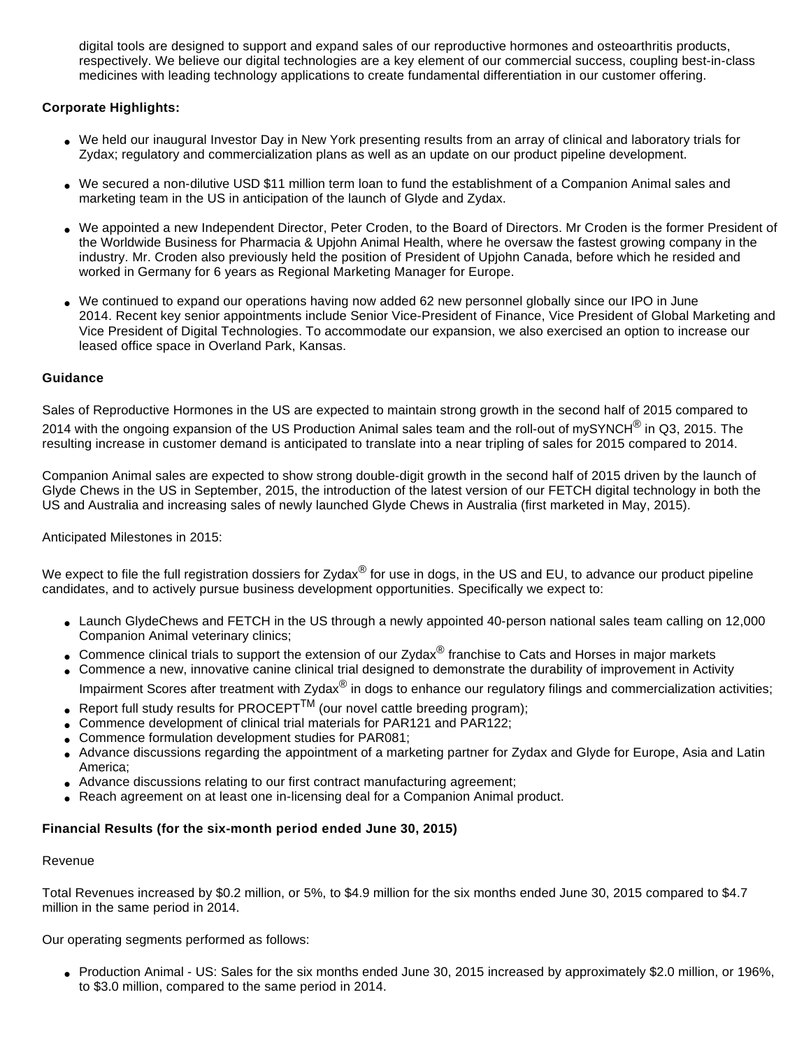digital tools are designed to support and expand sales of our reproductive hormones and osteoarthritis products, respectively. We believe our digital technologies are a key element of our commercial success, coupling best-in-class medicines with leading technology applications to create fundamental differentiation in our customer offering.

**Corporate Highlights:**

- We held our inaugural Investor Day in New York presenting results from an array of clinical and laboratory trials for Zydax; regulatory and commercialization plans as well as an update on our product pipeline development.
- We secured a non-dilutive USD $11 million term loan to fund the establishment of a Companion Animal sales and marketing team in the US in anticipation of the launch of Glyde and Zydax.
- We appointed a new Independent Director, Peter Croden, to the Board of Directors. Mr Croden is the former President of the Worldwide Business for Pharmacia & Upjohn Animal Health, where he oversaw the fastest growing company in the industry. Mr. Croden also previously held the position of President of Upjohn Canada, before which he resided and worked in Germany for 6 years as Regional Marketing Manager for Europe.
- We continued to expand our operations having now added 62 new personnel globally since our IPO in June 2014. Recent key senior appointments include Senior Vice-President of Finance, Vice President of Global Marketing and Vice President of Digital Technologies. To accommodate our expansion, we also exercised an option to increase our leased office space in Overland Park, Kansas.

**Guidance**

Sales of Reproductive Hormones in the US are expected to maintain strong growth in the second half of 2015 compared to 2014 with the ongoing expansion of the US Production Animal sales team and the roll-out of mySYNCH® in Q3, 2015. The resulting increase in customer demand is anticipated to translate into a near tripling of sales for 2015 compared to 2014.

Companion Animal sales are expected to show strong double-digit growth in the second half of 2015 driven by the launch of Glyde Chews in the US in September, 2015, the introduction of the latest version of our FETCH digital technology in both the US and Australia and increasing sales of newly launched Glyde Chews in Australia (first marketed in May, 2015).

Anticipated Milestones in 2015:

We expect to file the full registration dossiers for Zydax® for use in dogs, in the US and EU, to advance our product pipeline candidates, and to actively pursue business development opportunities. Specifically we expect to:

- Launch GlydeChews and FETCH in the US through a newly appointed 40-person national sales team calling on 12,000 Companion Animal veterinary clinics;
- Commence clinical trials to support the extension of our Zydax® franchise to Cats and Horses in major markets
- Commence a new, innovative canine clinical trial designed to demonstrate the durability of improvement in Activity Impairment Scores after treatment with Zydax® in dogs to enhance our regulatory filings and commercialization activities;
- Report full study results for PROCEPT™ (our novel cattle breeding program);
- Commence development of clinical trial materials for PAR121 and PAR122;
- Commence formulation development studies for PAR081;
- Advance discussions regarding the appointment of a marketing partner for Zydax and Glyde for Europe, Asia and Latin America;
- Advance discussions relating to our first contract manufacturing agreement;
- Reach agreement on at least one in-licensing deal for a Companion Animal product.

**Financial Results (for the six-month period ended June 30, 2015)**

Revenue

Total Revenues increased by $0.2 million, or 5%, to $4.9 million for the six months ended June 30, 2015 compared to $4.7 million in the same period in 2014.

Our operating segments performed as follows:

- Production Animal - US: Sales for the six months ended June 30, 2015 increased by approximately $2.0 million, or 196%, to $3.0 million, compared to the same period in 2014.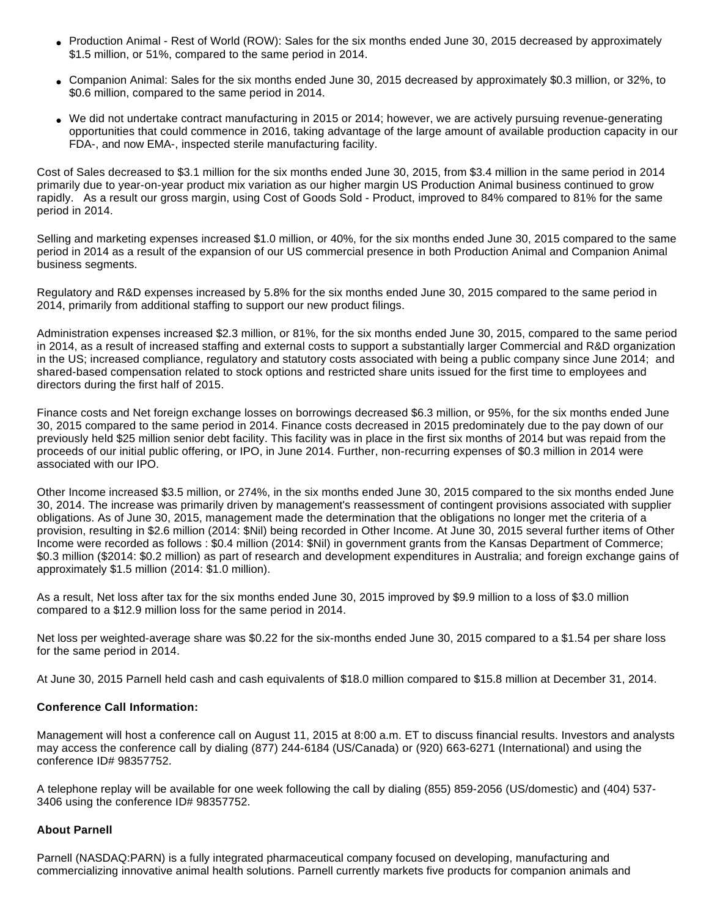- Production Animal - Rest of World (ROW): Sales for the six months ended June 30, 2015 decreased by approximately $1.5 million, or 51%, compared to the same period in 2014.
- Companion Animal: Sales for the six months ended June 30, 2015 decreased by approximately $0.3 million, or 32%, to $0.6 million, compared to the same period in 2014.
- We did not undertake contract manufacturing in 2015 or 2014; however, we are actively pursuing revenue-generating opportunities that could commence in 2016, taking advantage of the large amount of available production capacity in our FDA-, and now EMA-, inspected sterile manufacturing facility.

Cost of Sales decreased to $3.1 million for the six months ended June 30, 2015, from $3.4 million in the same period in 2014 primarily due to year-on-year product mix variation as our higher margin US Production Animal business continued to grow rapidly. As a result our gross margin, using Cost of Goods Sold - Product, improved to 84% compared to 81% for the same period in 2014.

Selling and marketing expenses increased $1.0 million, or 40%, for the six months ended June 30, 2015 compared to the same period in 2014 as a result of the expansion of our US commercial presence in both Production Animal and Companion Animal business segments.

Regulatory and R&D expenses increased by 5.8% for the six months ended June 30, 2015 compared to the same period in 2014, primarily from additional staffing to support our new product filings.

Administration expenses increased $2.3 million, or 81%, for the six months ended June 30, 2015, compared to the same period in 2014, as a result of increased staffing and external costs to support a substantially larger Commercial and R&D organization in the US; increased compliance, regulatory and statutory costs associated with being a public company since June 2014; and shared-based compensation related to stock options and restricted share units issued for the first time to employees and directors during the first half of 2015.

Finance costs and Net foreign exchange losses on borrowings decreased $6.3 million, or 95%, for the six months ended June 30, 2015 compared to the same period in 2014. Finance costs decreased in 2015 predominately due to the pay down of our previously held $25 million senior debt facility. This facility was in place in the first six months of 2014 but was repaid from the proceeds of our initial public offering, or IPO, in June 2014. Further, non-recurring expenses of $0.3 million in 2014 were associated with our IPO.

Other Income increased $3.5 million, or 274%, in the six months ended June 30, 2015 compared to the six months ended June 30, 2014. The increase was primarily driven by management's reassessment of contingent provisions associated with supplier obligations. As of June 30, 2015, management made the determination that the obligations no longer met the criteria of a provision, resulting in $2.6 million (2014: $Nil) being recorded in Other Income. At June 30, 2015 several further items of Other Income were recorded as follows : $0.4 million (2014: $Nil) in government grants from the Kansas Department of Commerce; $0.3 million ($2014: $0.2 million) as part of research and development expenditures in Australia; and foreign exchange gains of approximately $1.5 million (2014: $1.0 million).

As a result, Net loss after tax for the six months ended June 30, 2015 improved by $9.9 million to a loss of $3.0 million compared to a $12.9 million loss for the same period in 2014.

Net loss per weighted-average share was $0.22 for the six-months ended June 30, 2015 compared to a $1.54 per share loss for the same period in 2014.

At June 30, 2015 Parnell held cash and cash equivalents of $18.0 million compared to $15.8 million at December 31, 2014.

**Conference Call Information:**

Management will host a conference call on August 11, 2015 at 8:00 a.m. ET to discuss financial results. Investors and analysts may access the conference call by dialing (877) 244-6184 (US/Canada) or (920) 663-6271 (International) and using the conference ID# 98357752.

A telephone replay will be available for one week following the call by dialing (855) 859-2056 (US/domestic) and (404) 537-3406 using the conference ID# 98357752.

**About Parnell**

Parnell (NASDAQ:PARN) is a fully integrated pharmaceutical company focused on developing, manufacturing and commercializing innovative animal health solutions. Parnell currently markets five products for companion animals and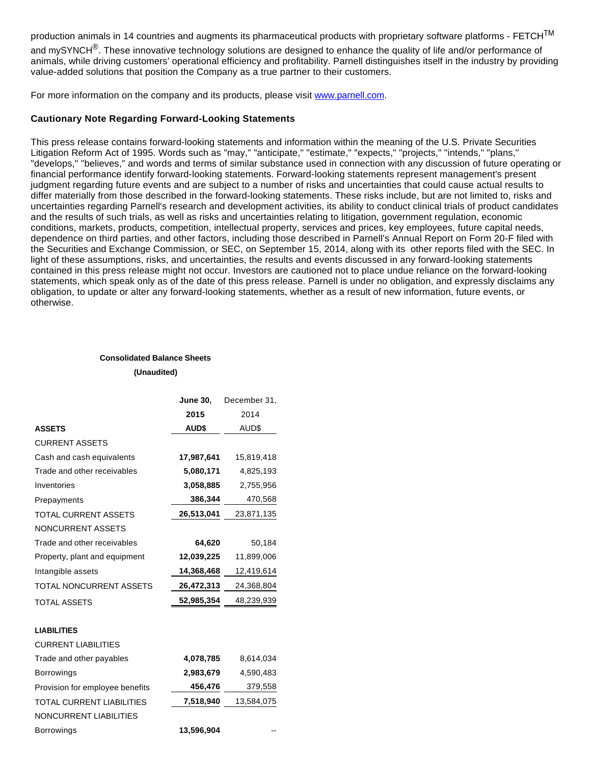production animals in 14 countries and augments its pharmaceutical products with proprietary software platforms - FETCH™ and mySYNCH®. These innovative technology solutions are designed to enhance the quality of life and/or performance of animals, while driving customers' operational efficiency and profitability. Parnell distinguishes itself in the industry by providing value-added solutions that position the Company as a true partner to their customers.

For more information on the company and its products, please visit [www.parnell.com](www.parnell.com).

**Cautionary Note Regarding Forward-Looking Statements**

This press release contains forward-looking statements and information within the meaning of the U.S. Private Securities Litigation Reform Act of 1995. Words such as "may," "anticipate," "estimate," "expects," "projects," "intends," "plans," "develops," "believes," and words and terms of similar substance used in connection with any discussion of future operating or financial performance identify forward-looking statements. Forward-looking statements represent management's present judgment regarding future events and are subject to a number of risks and uncertainties that could cause actual results to differ materially from those described in the forward-looking statements. These risks include, but are not limited to, risks and uncertainties regarding Parnell's research and development activities, its ability to conduct clinical trials of product candidates and the results of such trials, as well as risks and uncertainties relating to litigation, government regulation, economic conditions, markets, products, competition, intellectual property, services and prices, key employees, future capital needs, dependence on third parties, and other factors, including those described in Parnell's Annual Report on Form 20-F filed with the Securities and Exchange Commission, or SEC, on September 15, 2014, along with its other reports filed with the SEC. In light of these assumptions, risks, and uncertainties, the results and events discussed in any forward-looking statements contained in this press release might not occur. Investors are cautioned not to place undue reliance on the forward-looking statements, which speak only as of the date of this press release. Parnell is under no obligation, and expressly disclaims any obligation, to update or alter any forward-looking statements, whether as a result of new information, future events, or otherwise.

**Consolidated Balance Sheets**

**(Unaudited)**

| | **June 30, 2015 AUD$** | December 31, 2014 AUD$ |
|---|---|---|
| **ASSETS** | | |
| CURRENT ASSETS | | |
| Cash and cash equivalents | **17,987,641** | 15,819,418 |
| Trade and other receivables | **5,080,171** | 4,825,193 |
| Inventories | **3,058,885** | 2,755,956 |
| Prepayments | **386,344** | 470,568 |
| TOTAL CURRENT ASSETS | **26,513,041** | 23,871,135 |
| NONCURRENT ASSETS | | |
| Trade and other receivables | **64,620** | 50,184 |
| Property, plant and equipment | **12,039,225** | 11,899,006 |
| Intangible assets | **14,368,468** | 12,419,614 |
| TOTAL NONCURRENT ASSETS | **26,472,313** | 24,368,804 |
| TOTAL ASSETS | **52,985,354** | 48,239,939 |
| | | |
| **LIABILITIES** | | |
| CURRENT LIABILITIES | | |
| Trade and other payables | **4,078,785** | 8,614,034 |
| Borrowings | **2,983,679** | 4,590,483 |
| Provision for employee benefits | **456,476** | 379,558 |
| TOTAL CURRENT LIABILITIES | **7,518,940** | 13,584,075 |
| NONCURRENT LIABILITIES | | |
| Borrowings | **13,596,904** | -- |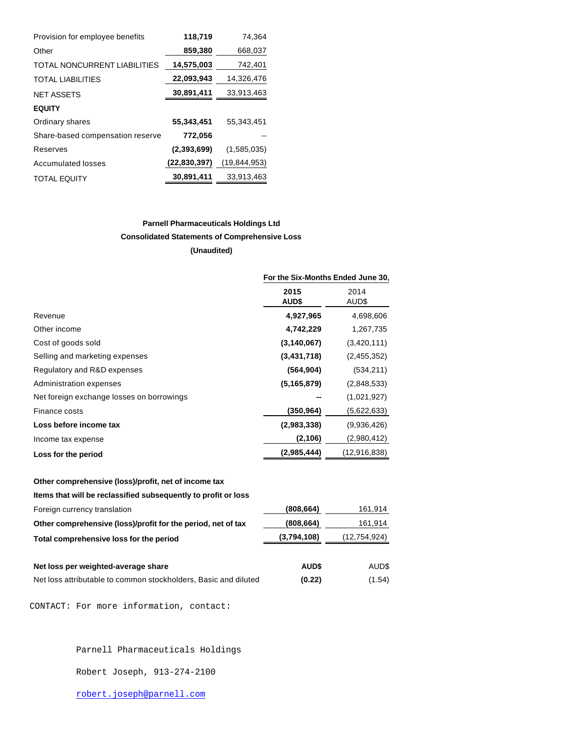| | | |
|---|---|---|
| Provision for employee benefits | **118,719** | 74,364 |
| Other | **859,380** | 668,037 |
| TOTAL NONCURRENT LIABILITIES | **14,575,003** | 742,401 |
| TOTAL LIABILITIES | **22,093,943** | 14,326,476 |
| NET ASSETS | **30,891,411** | 33,913,463 |
| **EQUITY** | | |
| Ordinary shares | **55,343,451** | 55,343,451 |
| Share-based compensation reserve | **772,056** | -- |
| Reserves | **(2,393,699)** | (1,585,035) |
| Accumulated losses | **(22,830,397)** | (19,844,953) |
| TOTAL EQUITY | **30,891,411** | 33,913,463 |

**Parnell Pharmaceuticals Holdings Ltd**

**Consolidated Statements of Comprehensive Loss**

**(Unaudited)**

| | For the Six-Months Ended June 30, | |
|---|---|---|
| | **2015 AUD$** | 2014 AUD$ |
| Revenue | **4,927,965** | 4,698,606 |
| Other income | **4,742,229** | 1,267,735 |
| Cost of goods sold | **(3,140,067)** | (3,420,111) |
| Selling and marketing expenses | **(3,431,718)** | (2,455,352) |
| Regulatory and R&D expenses | **(564,904)** | (534,211) |
| Administration expenses | **(5,165,879)** | (2,848,533) |
| Net foreign exchange losses on borrowings | **--** | (1,021,927) |
| Finance costs | **(350,964)** | (5,622,633) |
| **Loss before income tax** | **(2,983,338)** | (9,936,426) |
| Income tax expense | **(2,106)** | (2,980,412) |
| **Loss for the period** | **(2,985,444)** | (12,916,838) |
| | | |
| **Other comprehensive (loss)/profit, net of income tax** | | |
| **Items that will be reclassified subsequently to profit or loss** | | |
| Foreign currency translation | **(808,664)** | 161,914 |
| **Other comprehensive (loss)/profit for the period, net of tax** | **(808,664)** | 161,914 |
| **Total comprehensive loss for the period** | **(3,794,108)** | (12,754,924) |
| | | |
| **Net loss per weighted-average share** | **AUD$** | AUD$ |
| Net loss attributable to common stockholders, Basic and diluted | **(0.22)** | (1.54) |

CONTACT: For more information, contact:

Parnell Pharmaceuticals Holdings

Robert Joseph, 913-274-2100

robert.joseph@parnell.com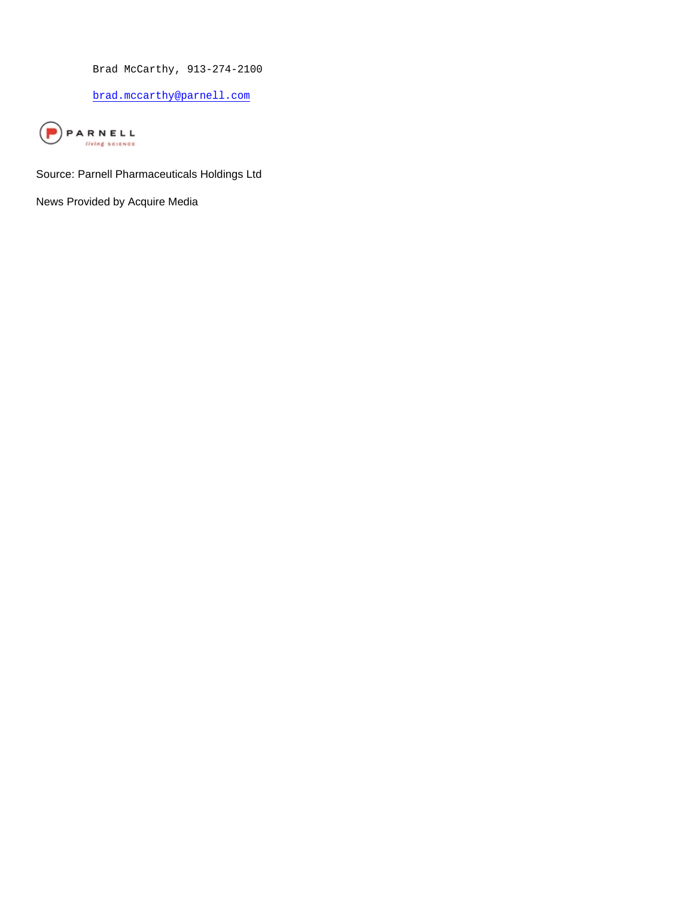Brad McCarthy, 913-274-2100

brad.mccarthy@parnell.com

PARNELL
living science

Source: Parnell Pharmaceuticals Holdings Ltd

News Provided by Acquire Media